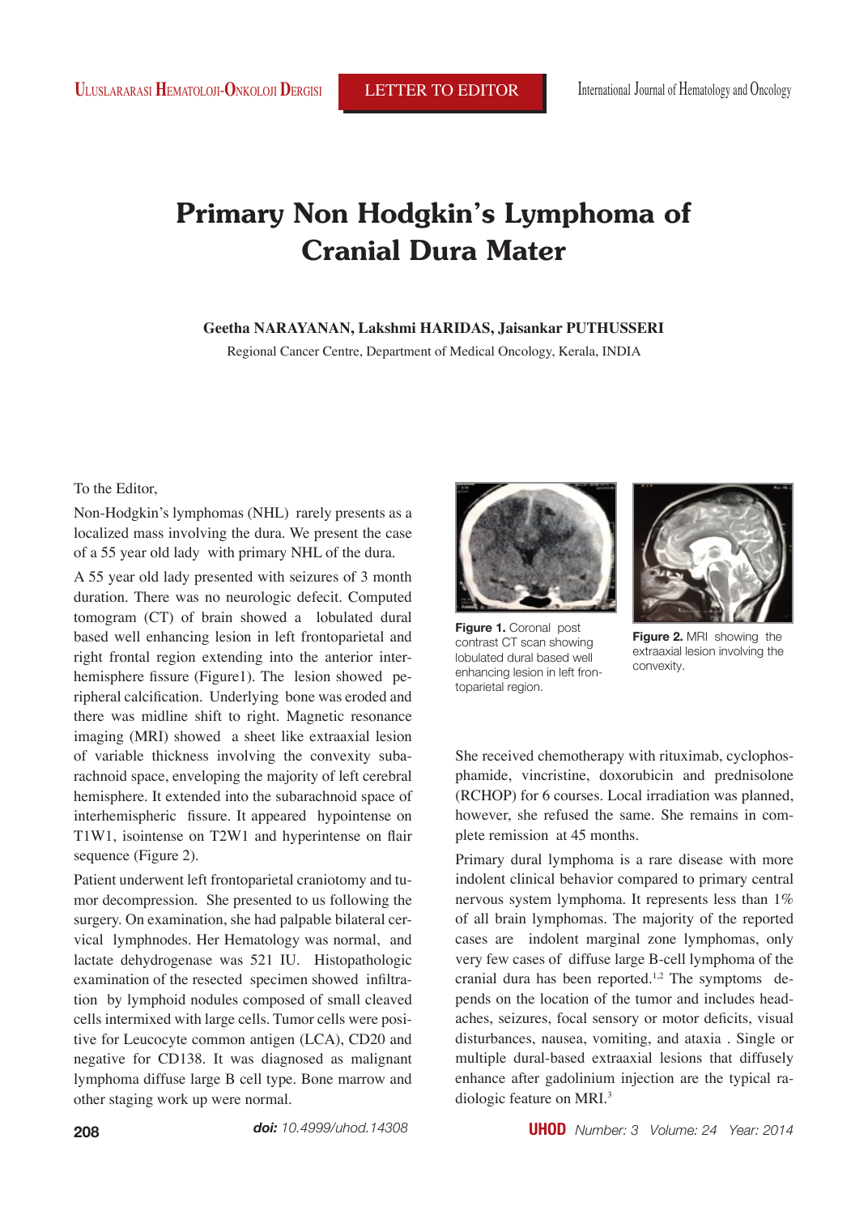# Primary Non Hodgkin's Lymphoma of Cranial Dura Mater

**Geetha NARAYANAN, Lakshmi HARIDAS, Jaisankar PUTHUSSERI**

Regional Cancer Centre, Department of Medical Oncology, Kerala, INDIA

To the Editor,

Non-Hodgkin's lymphomas (NHL) rarely presents as a localized mass involving the dura. We present the case of a 55 year old lady with primary NHL of the dura.

A 55 year old lady presented with seizures of 3 month duration. There was no neurologic deficit. Computed tomogram (CT) of brain showed a lobulated dural based well enhancing lesion in left frontoparietal and right frontal region extending into the anterior interhemisphere fissure (Figure1). The lesion showed peripheral calcification. Underlying bone was eroded and there was midline shift to right. Magnetic resonance imaging (MRI) showed a sheet like extraaxial lesion of variable thickness involving the convexity subarachnoid space, enveloping the majority of left cerebral hemisphere. It extended into the subarachnoid space of interhemispheric fissure. It appeared hypointense on T1W1, isointense on T2W1 and hyperintense on flair sequence (Figure 2).

Patient underwent left frontoparietal craniotomy and tumor decompression. She presented to us following the surgery. On examination, she had palpable bilateral cervical lymphnodes. Her Hematology was normal, and lactate dehydrogenase was 521 IU. Histopathologic examination of the resected specimen showed infiltration by lymphoid nodules composed of small cleaved cells intermixed with large cells. Tumor cells were positive for Leucocyte common antigen (LCA), CD20 and negative for CD138. It was diagnosed as malignant lymphoma diffuse large B cell type. Bone marrow and other staging work up were normal.

**Figure 1.** Coronal post contrast CT scan showing lobulated dural based well enhancing lesion in left frontoparietal region.

**Figure 2.** MRI showing the extraaxial lesion involving the convexity.

She received chemotherapy with rituximab, cyclophosphamide, vincristine, doxorubicin and prednisolone (RCHOP) for 6 courses. Local irradiation was planned, however, she refused the same. She remains in complete remission at 45 months.

Primary dural lymphoma is a rare disease with more indolent clinical behavior compared to primary central nervous system lymphoma. It represents less than 1% of all brain lymphomas. The majority of the reported cases are indolent marginal zone lymphomas, only very few cases of diffuse large B-cell lymphoma of the cranial dura has been reported.[1,2] The symptoms depends on the location of the tumor and includes headaches, seizures, focal sensory or motor deficits, visual disturbances, nausea, vomiting, and ataxia . Single or multiple dural-based extraaxial lesions that diffusely enhance after gadolinium injection are the typical radiologic feature on MRI.[3]

*doi: 10.4999/uhod.14308*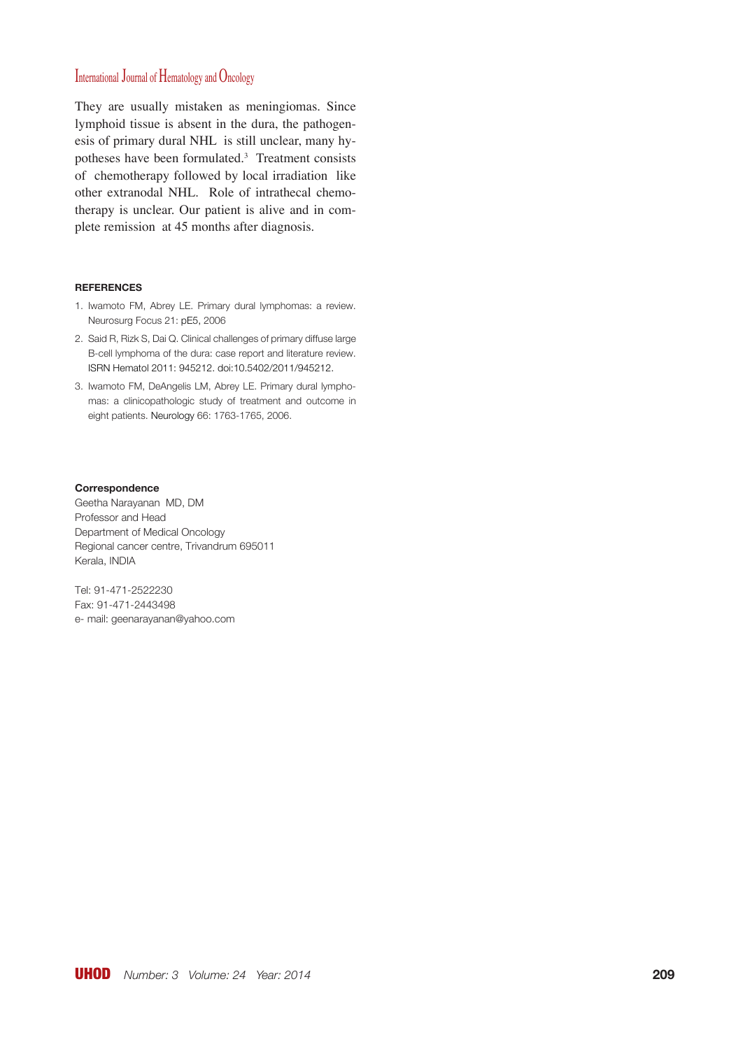They are usually mistaken as meningiomas. Since lymphoid tissue is absent in the dura, the pathogenesis of primary dural NHL is still unclear, many hypotheses have been formulated.[3] Treatment consists of chemotherapy followed by local irradiation like other extranodal NHL. Role of intrathecal chemotherapy is unclear. Our patient is alive and in complete remission at 45 months after diagnosis.

## REFERENCES

1. Iwamoto FM, Abrey LE. Primary dural lymphomas: a review. Neurosurg Focus 21: pE5, 2006
2. Said R, Rizk S, Dai Q. Clinical challenges of primary diffuse large B-cell lymphoma of the dura: case report and literature review. ISRN Hematol 2011: 945212. doi:10.5402/2011/945212.
3. Iwamoto FM, DeAngelis LM, Abrey LE. Primary dural lymphomas: a clinicopathologic study of treatment and outcome in eight patients. Neurology 66: 1763-1765, 2006.

**Correspondence**

Geetha Narayanan MD, DM
Professor and Head
Department of Medical Oncology
Regional cancer centre, Trivandrum 695011
Kerala, INDIA

Tel: 91-471-2522230
Fax: 91-471-2443498
e- mail: geenarayanan@yahoo.com